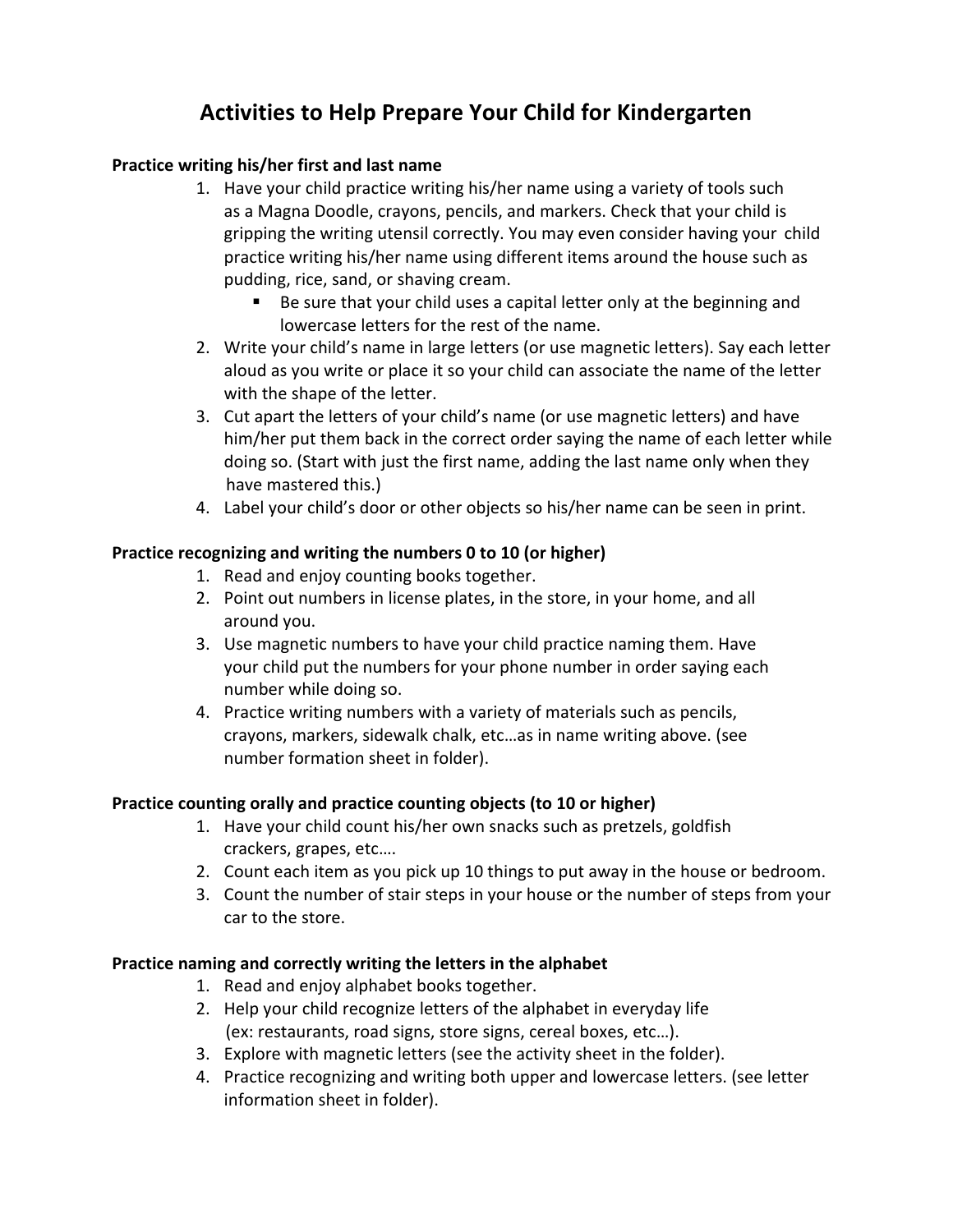# Activities to Help Prepare Your Child for Kindergarten

**Practice writing his/her first and last name**

1. Have your child practice writing his/her name using a variety of tools such as a Magna Doodle, crayons, pencils, and markers. Check that your child is gripping the writing utensil correctly. You may even consider having your child practice writing his/her name using different items around the house such as pudding, rice, sand, or shaving cream.
   - Be sure that your child uses a capital letter only at the beginning and lowercase letters for the rest of the name.
2. Write your child's name in large letters (or use magnetic letters). Say each letter aloud as you write or place it so your child can associate the name of the letter with the shape of the letter.
3. Cut apart the letters of your child's name (or use magnetic letters) and have him/her put them back in the correct order saying the name of each letter while doing so. (Start with just the first name, adding the last name only when they have mastered this.)
4. Label your child's door or other objects so his/her name can be seen in print.

**Practice recognizing and writing the numbers 0 to 10 (or higher)**

1. Read and enjoy counting books together.
2. Point out numbers in license plates, in the store, in your home, and all around you.
3. Use magnetic numbers to have your child practice naming them. Have your child put the numbers for your phone number in order saying each number while doing so.
4. Practice writing numbers with a variety of materials such as pencils, crayons, markers, sidewalk chalk, etc…as in name writing above. (see number formation sheet in folder).

**Practice counting orally and practice counting objects (to 10 or higher)**

1. Have your child count his/her own snacks such as pretzels, goldfish crackers, grapes, etc….
2. Count each item as you pick up 10 things to put away in the house or bedroom.
3. Count the number of stair steps in your house or the number of steps from your car to the store.

**Practice naming and correctly writing the letters in the alphabet**

1. Read and enjoy alphabet books together.
2. Help your child recognize letters of the alphabet in everyday life (ex: restaurants, road signs, store signs, cereal boxes, etc…).
3. Explore with magnetic letters (see the activity sheet in the folder).
4. Practice recognizing and writing both upper and lowercase letters. (see letter information sheet in folder).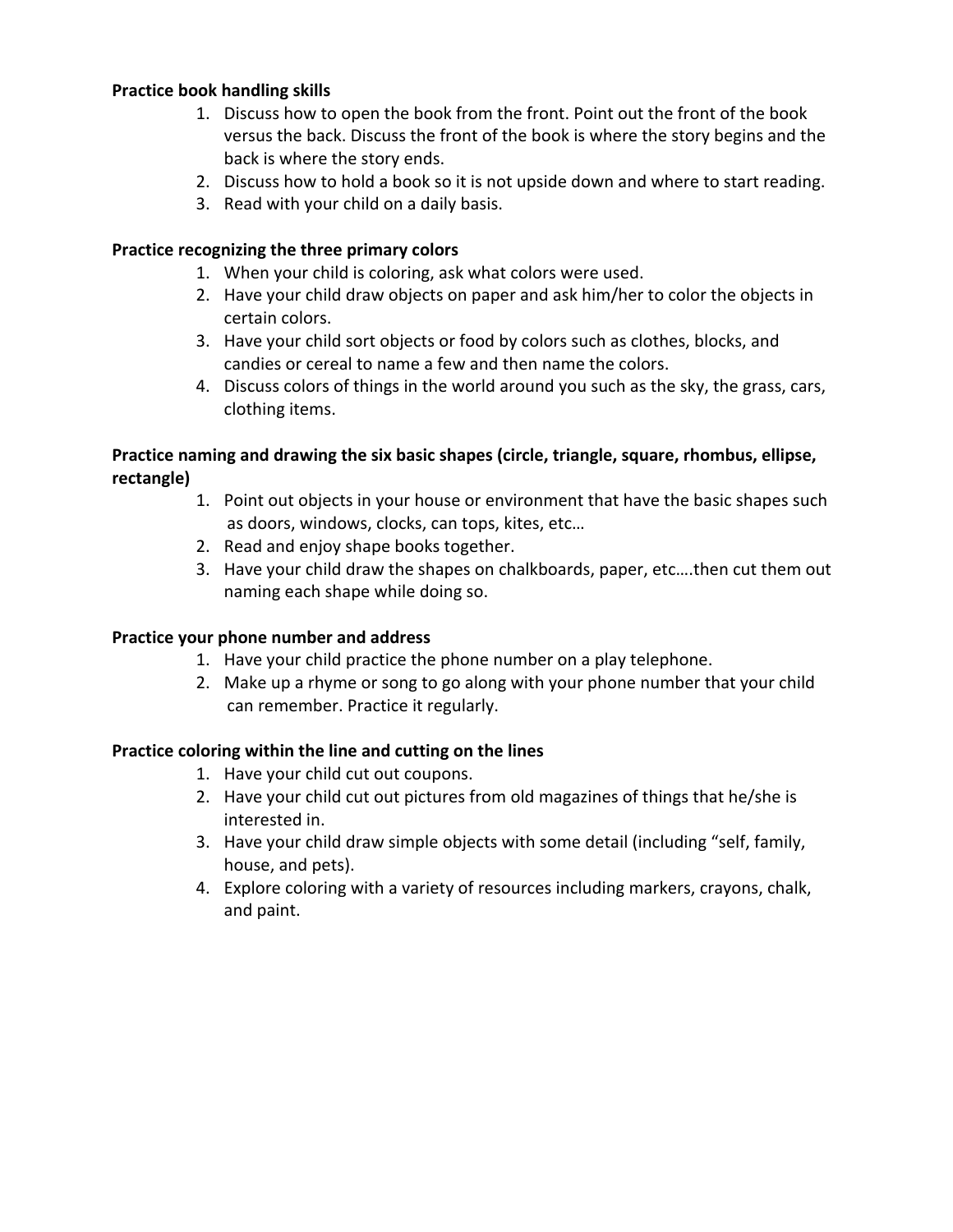**Practice book handling skills**

1. Discuss how to open the book from the front. Point out the front of the book versus the back. Discuss the front of the book is where the story begins and the back is where the story ends.
2. Discuss how to hold a book so it is not upside down and where to start reading.
3. Read with your child on a daily basis.

**Practice recognizing the three primary colors**

1. When your child is coloring, ask what colors were used.
2. Have your child draw objects on paper and ask him/her to color the objects in certain colors.
3. Have your child sort objects or food by colors such as clothes, blocks, and candies or cereal to name a few and then name the colors.
4. Discuss colors of things in the world around you such as the sky, the grass, cars, clothing items.

**Practice naming and drawing the six basic shapes (circle, triangle, square, rhombus, ellipse, rectangle)**

1. Point out objects in your house or environment that have the basic shapes such as doors, windows, clocks, can tops, kites, etc…
2. Read and enjoy shape books together.
3. Have your child draw the shapes on chalkboards, paper, etc….then cut them out naming each shape while doing so.

**Practice your phone number and address**

1. Have your child practice the phone number on a play telephone.
2. Make up a rhyme or song to go along with your phone number that your child can remember. Practice it regularly.

**Practice coloring within the line and cutting on the lines**

1. Have your child cut out coupons.
2. Have your child cut out pictures from old magazines of things that he/she is interested in.
3. Have your child draw simple objects with some detail (including "self, family, house, and pets).
4. Explore coloring with a variety of resources including markers, crayons, chalk, and paint.